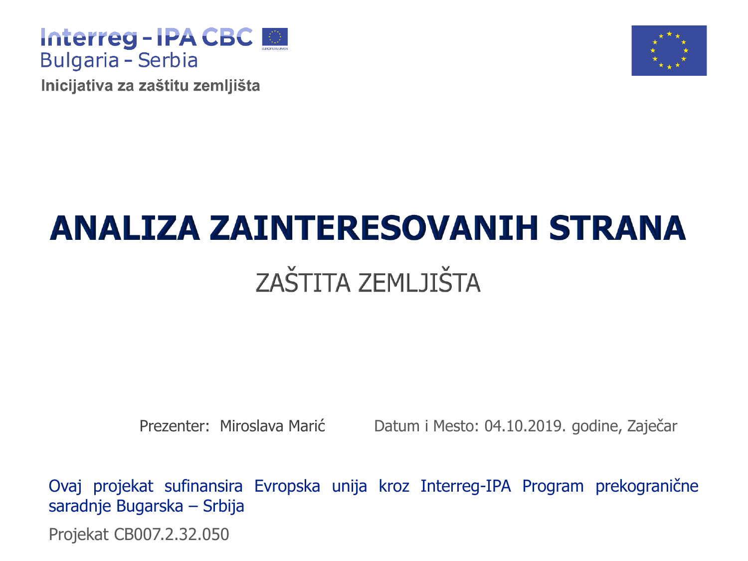Interreg - IPA CBC
Bulgaria - Serbia

**Inicijativa za zaštitu zemljišta**

# ANALIZA ZAINTERESOVANIH STRANA

## ZAŠTITA ZEMLJIŠTA

Prezenter: Miroslava Marić

Datum i Mesto: 04.10.2019. godine, Zaječar

Ovaj projekat sufinansira Evropska unija kroz Interreg-IPA Program prekogranične saradnje Bugarska – Srbija

Projekat CB007.2.32.050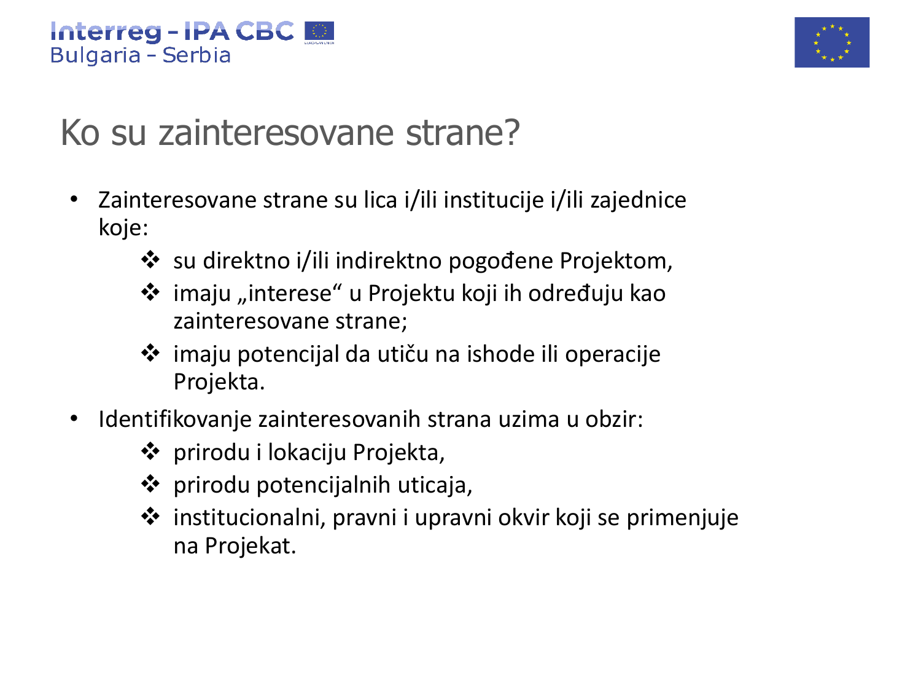# Ko su zainteresovane strane?

- Zainteresovane strane su lica i/ili institucije i/ili zajednice koje:
  - su direktno i/ili indirektno pogođene Projektom,
  - imaju „interese" u Projektu koji ih određuju kao zainteresovane strane;
  - imaju potencijal da utiču na ishode ili operacije Projekta.
- Identifikovanje zainteresovanih strana uzima u obzir:
  - prirodu i lokaciju Projekta,
  - prirodu potencijalnih uticaja,
  - institucionalni, pravni i upravni okvir koji se primenjuje na Projekat.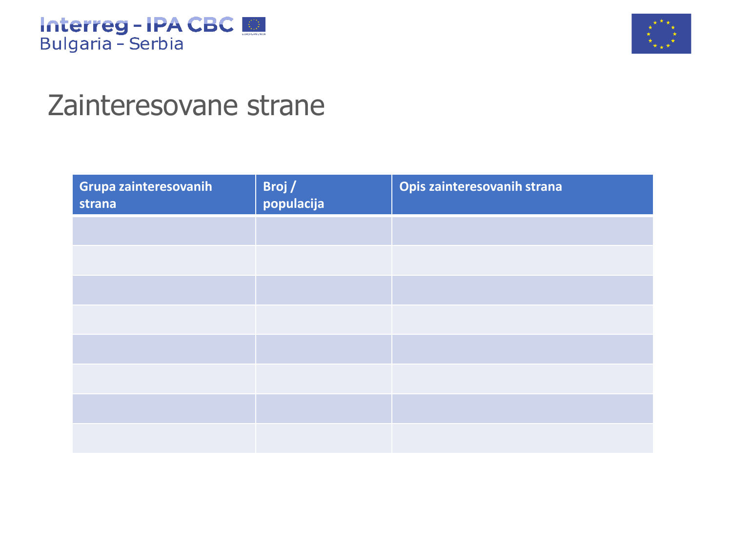# Zainteresovane strane

| Grupa zainteresovanih strana | Broj / populacija | Opis zainteresovanih strana |
|---|---|---|
| | | |
| | | |
| | | |
| | | |
| | | |
| | | |
| | | |
| | | |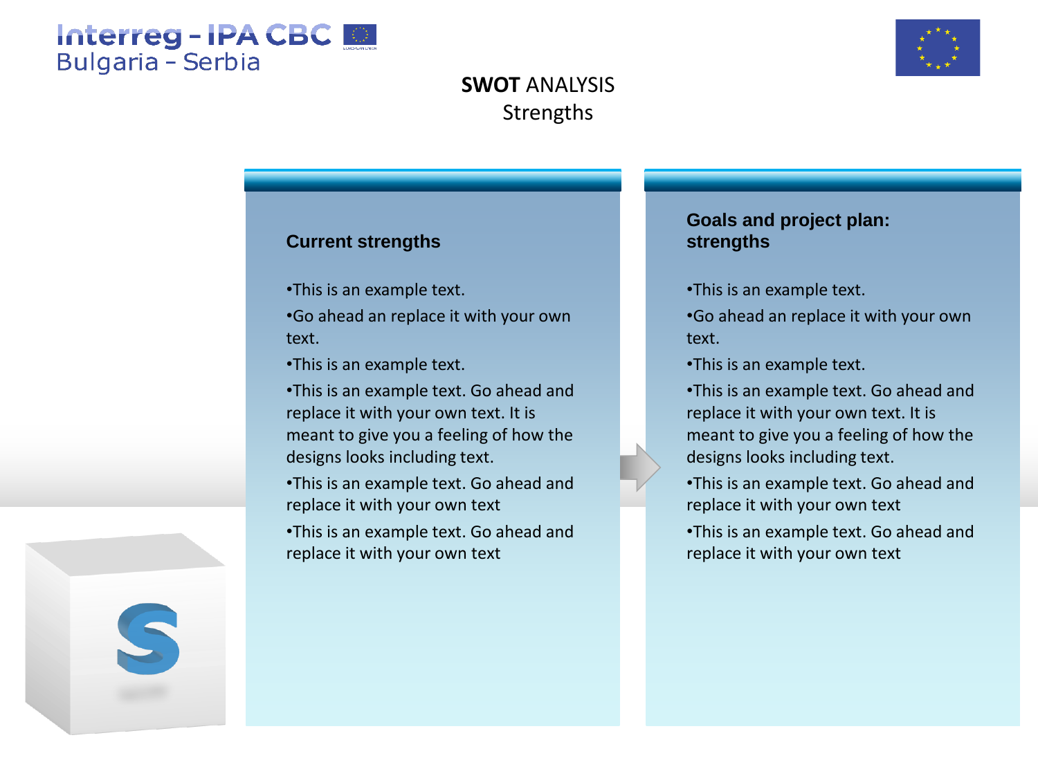Interreg - IPA CBC
Bulgaria - Serbia

# **SWOT** ANALYSIS
## Strengths

### Current strengths

•This is an example text.

•Go ahead an replace it with your own text.

•This is an example text.

•This is an example text. Go ahead and replace it with your own text. It is meant to give you a feeling of how the designs looks including text.

•This is an example text. Go ahead and replace it with your own text

•This is an example text. Go ahead and replace it with your own text

### Goals and project plan: strengths

•This is an example text.

•Go ahead an replace it with your own text.

•This is an example text.

•This is an example text. Go ahead and replace it with your own text. It is meant to give you a feeling of how the designs looks including text.

•This is an example text. Go ahead and replace it with your own text

•This is an example text. Go ahead and replace it with your own text

S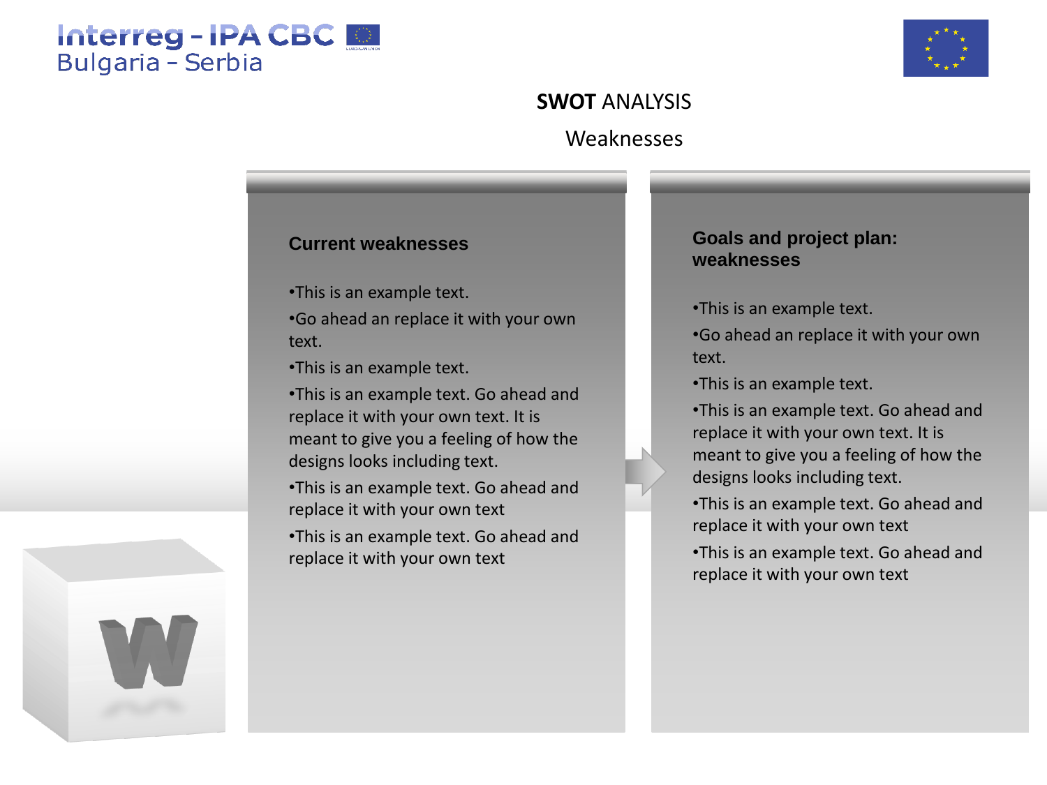# **SWOT** ANALYSIS

## Weaknesses

### Current weaknesses

- This is an example text.
- Go ahead an replace it with your own text.
- This is an example text.
- This is an example text. Go ahead and replace it with your own text. It is meant to give you a feeling of how the designs looks including text.
- This is an example text. Go ahead and replace it with your own text
- This is an example text. Go ahead and replace it with your own text

### Goals and project plan: weaknesses

- This is an example text.
- Go ahead an replace it with your own text.
- This is an example text.
- This is an example text. Go ahead and replace it with your own text. It is meant to give you a feeling of how the designs looks including text.
- This is an example text. Go ahead and replace it with your own text
- This is an example text. Go ahead and replace it with your own text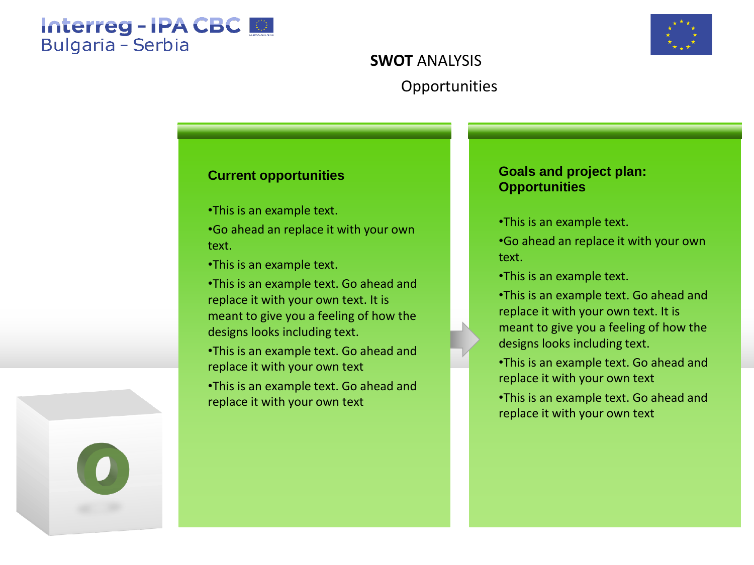# SWOT ANALYSIS

## Opportunities

### Current opportunities

•This is an example text.

•Go ahead an replace it with your own text.

•This is an example text.

•This is an example text. Go ahead and replace it with your own text. It is meant to give you a feeling of how the designs looks including text.

•This is an example text. Go ahead and replace it with your own text

•This is an example text. Go ahead and replace it with your own text

### Goals and project plan: Opportunities

•This is an example text.

•Go ahead an replace it with your own text.

•This is an example text.

•This is an example text. Go ahead and replace it with your own text. It is meant to give you a feeling of how the designs looks including text.

•This is an example text. Go ahead and replace it with your own text

•This is an example text. Go ahead and replace it with your own text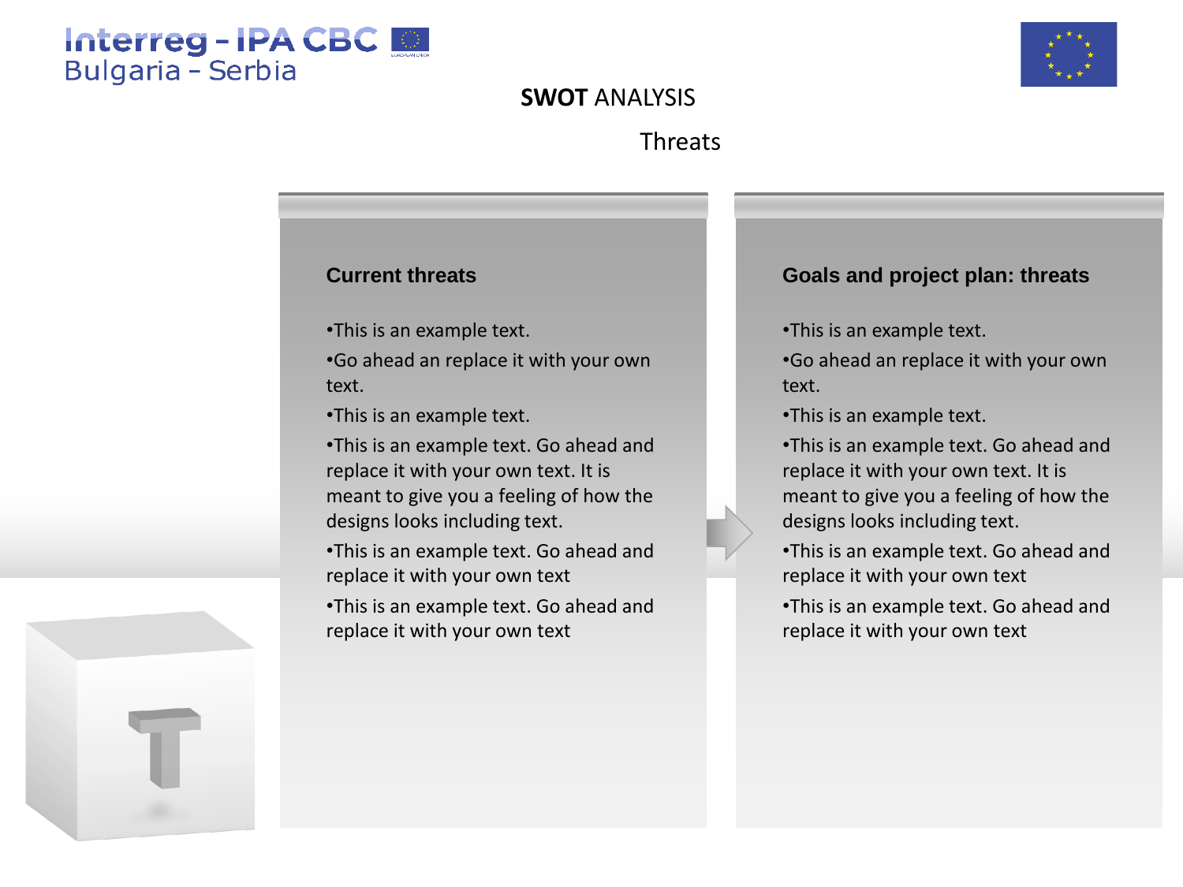**SWOT** ANALYSIS

Threats

### Current threats

- This is an example text.
- Go ahead an replace it with your own text.
- This is an example text.
- This is an example text. Go ahead and replace it with your own text. It is meant to give you a feeling of how the designs looks including text.
- This is an example text. Go ahead and replace it with your own text
- This is an example text. Go ahead and replace it with your own text

### Goals and project plan: threats

- This is an example text.
- Go ahead an replace it with your own text.
- This is an example text.
- This is an example text. Go ahead and replace it with your own text. It is meant to give you a feeling of how the designs looks including text.
- This is an example text. Go ahead and replace it with your own text
- This is an example text. Go ahead and replace it with your own text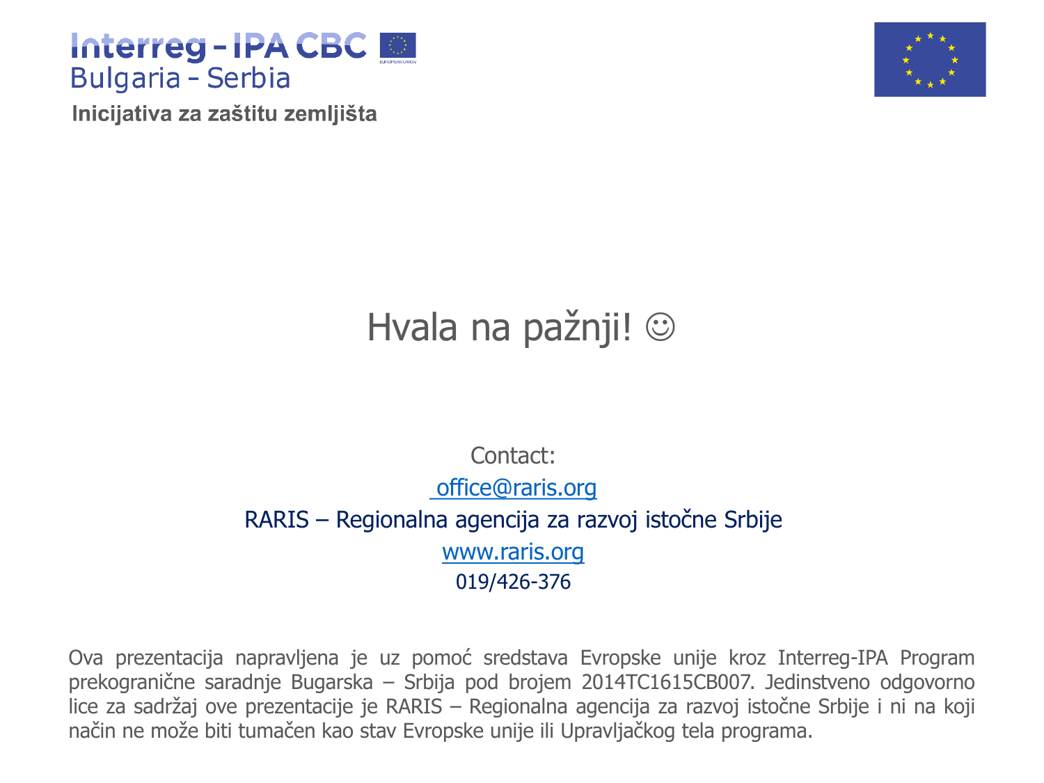Interreg - IPA CBC
Bulgaria - Serbia

Inicijativa za zaštitu zemljišta

# Hvala na pažnji! ☺

Contact:

office@raris.org

RARIS – Regionalna agencija za razvoj istočne Srbije

www.raris.org

019/426-376

Ova prezentacija napravljena je uz pomoć sredstava Evropske unije kroz Interreg-IPA Program prekogranične saradnje Bugarska – Srbija pod brojem 2014TC1615CB007. Jedinstveno odgovorno lice za sadržaj ove prezentacije je RARIS – Regionalna agencija za razvoj istočne Srbije i ni na koji način ne može biti tumačen kao stav Evropske unije ili Upravljačkog tela programa.